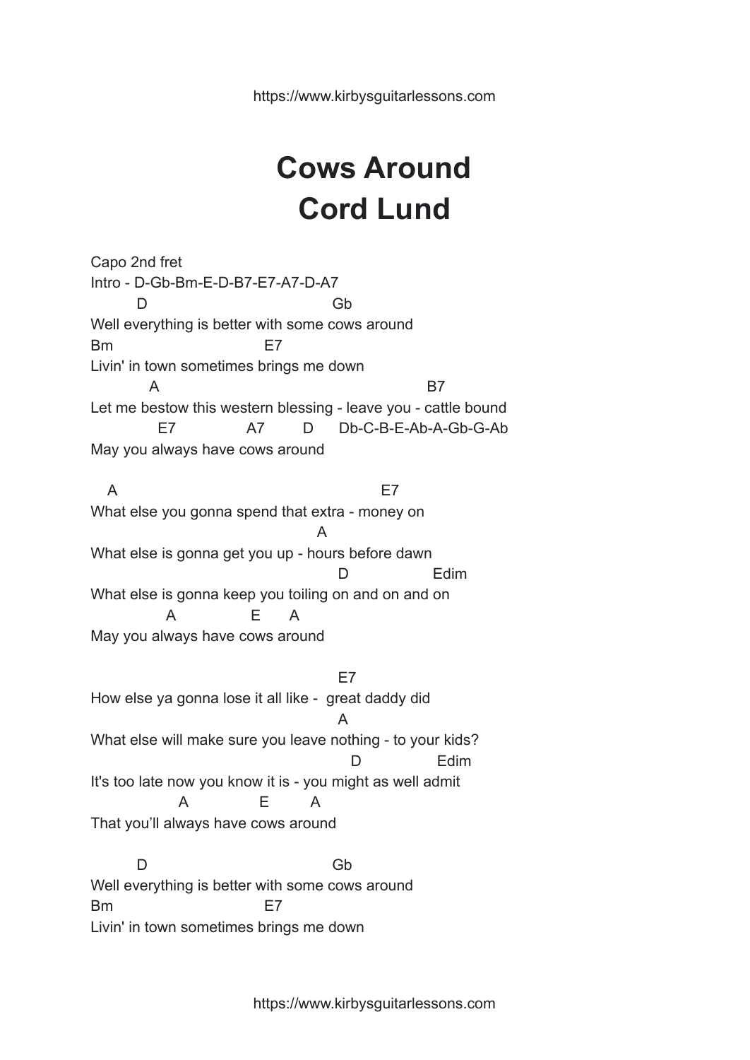# Cows Around
# Cord Lund

Capo 2nd fret

Intro - D-Gb-Bm-E-D-B7-E7-A7-D-A7

```
         D                                     Gb
Well everything is better with some cows around
Bm                             E7
Livin' in town sometimes brings me down
          A                                                    B7
Let me bestow this western blessing - leave you - cattle bound
             E7              A7        D      Db-C-B-E-Ab-A-Gb-G-Ab
May you always have cows around

   A                                                     E7
What else you gonna spend that extra - money on
                                          A
What else is gonna get you up - hours before dawn
                                                D                  Edim
What else is gonna keep you toiling on and on and on
              A              E      A
May you always have cows around

                                                E7
How else ya gonna lose it all like -  great daddy did
                                                A
What else will make sure you leave nothing - to your kids?
                                                  D                 Edim
It's too late now you know it is - you might as well admit
                 A              E         A
That you'll always have cows around

         D                                     Gb
Well everything is better with some cows around
Bm                             E7
Livin' in town sometimes brings me down
```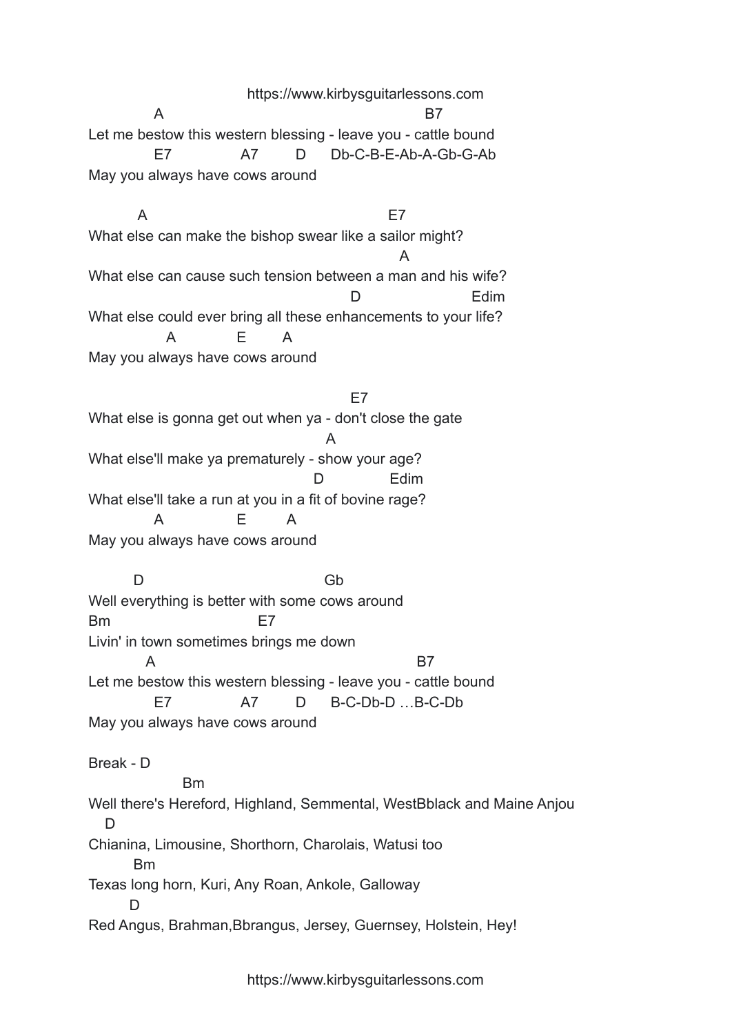```
             A                                                    B7
Let me bestow this western blessing - leave you - cattle bound
             E7              A7        D      Db-C-B-E-Ab-A-Gb-G-Ab
May you always have cows around

          A                                               E7
What else can make the bishop swear like a sailor might?
                                                             A
What else can cause such tension between a man and his wife?
                                                    D                        Edim
What else could ever bring all these enhancements to your life?
               A              E        A
May you always have cows around

                                                    E7
What else is gonna get out when ya - don't close the gate
                                               A
What else'll make ya prematurely - show your age?
                                            D              Edim
What else'll take a run at you in a fit of bovine rage?
             A                E        A
May you always have cows around

         D                                  Gb
Well everything is better with some cows around
Bm                          E7
Livin' in town sometimes brings me down
            A                                                   B7
Let me bestow this western blessing - leave you - cattle bound
             E7              A7        D      B-C-Db-D …B-C-Db
May you always have cows around

Break - D
                    Bm
Well there's Hereford, Highland, Semmental, WestBblack and Maine Anjou
   D
Chianina, Limousine, Shorthorn, Charolais, Watusi too
         Bm
Texas long horn, Kuri, Any Roan, Ankole, Galloway
        D
Red Angus, Brahman,Bbrangus, Jersey, Guernsey, Holstein, Hey!
```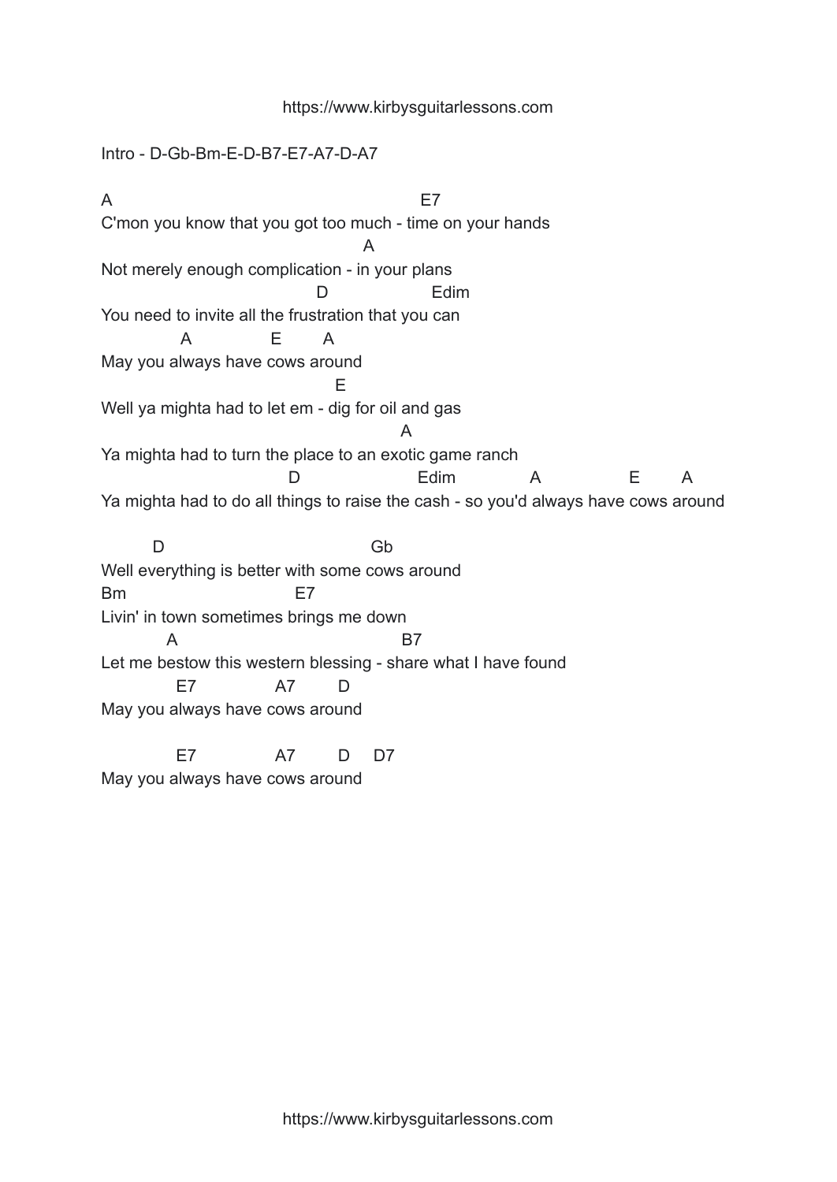Intro - D-Gb-Bm-E-D-B7-E7-A7-D-A7

```
A                                              E7
C'mon you know that you got too much - time on your hands
                                         A
Not merely enough complication - in your plans
                                D                 Edim
You need to invite all the frustration that you can
           A            E       A
May you always have cows around
                                E
Well ya mighta had to let em - dig for oil and gas
                                               A
Ya mighta had to turn the place to an exotic game ranch
                             D                  Edim            A              E       A
Ya mighta had to do all things to raise the cash - so you'd always have cows around

        D                              Gb
Well everything is better with some cows around
Bm                         E7
Livin' in town sometimes brings me down
           A                              B7
Let me bestow this western blessing - share what I have found
            E7            A7       D
May you always have cows around

            E7            A7       D    D7
May you always have cows around
```